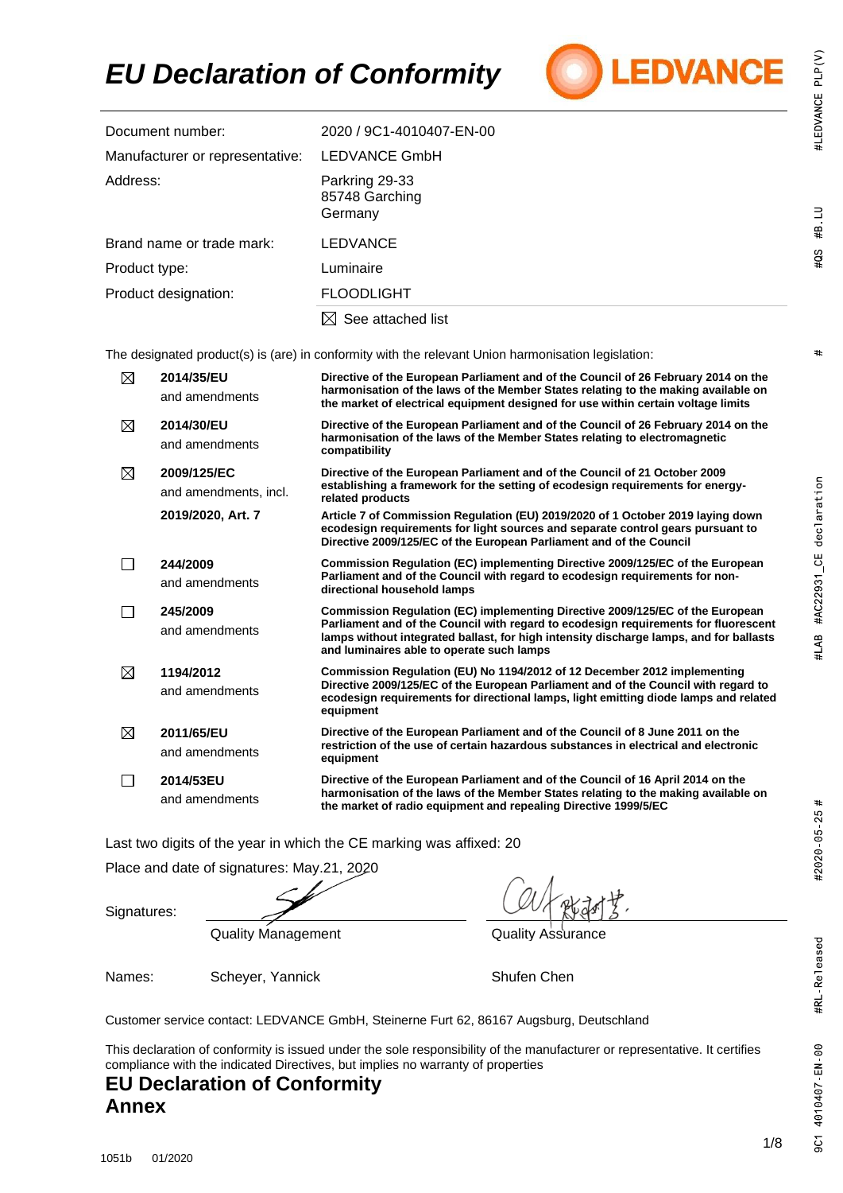# EU Declaration of Conformity

| | |
|---|---|
| Document number: | 2020 / 9C1-4010407-EN-00 |
| Manufacturer or representative: | LEDVANCE GmbH |
| Address: | Parkring 29-33<br>85748 Garching<br>Germany |
| Brand name or trade mark: | LEDVANCE |
| Product type: | Luminaire |
| Product designation: | FLOODLIGHT |
| | ☒ See attached list |

The designated product(s) is (are) in conformity with the relevant Union harmonisation legislation:

| | | |
|---|---|---|
| ☒ | **2014/35/EU**<br>and amendments | **Directive of the European Parliament and of the Council of 26 February 2014 on the harmonisation of the laws of the Member States relating to the making available on the market of electrical equipment designed for use within certain voltage limits** |
| ☒ | **2014/30/EU**<br>and amendments | **Directive of the European Parliament and of the Council of 26 February 2014 on the harmonisation of the laws of the Member States relating to electromagnetic compatibility** |
| ☒ | **2009/125/EC**<br>and amendments, incl.<br>**2019/2020, Art. 7** | **Directive of the European Parliament and of the Council of 21 October 2009 establishing a framework for the setting of ecodesign requirements for energy-related products**<br>**Article 7 of Commission Regulation (EU) 2019/2020 of 1 October 2019 laying down ecodesign requirements for light sources and separate control gears pursuant to Directive 2009/125/EC of the European Parliament and of the Council** |
| ☐ | **244/2009**<br>and amendments | **Commission Regulation (EC) implementing Directive 2009/125/EC of the European Parliament and of the Council with regard to ecodesign requirements for non-directional household lamps** |
| ☐ | **245/2009**<br>and amendments | **Commission Regulation (EC) implementing Directive 2009/125/EC of the European Parliament and of the Council with regard to ecodesign requirements for fluorescent lamps without integrated ballast, for high intensity discharge lamps, and for ballasts and luminaires able to operate such lamps** |
| ☒ | **1194/2012**<br>and amendments | **Commission Regulation (EU) No 1194/2012 of 12 December 2012 implementing Directive 2009/125/EC of the European Parliament and of the Council with regard to ecodesign requirements for directional lamps, light emitting diode lamps and related equipment** |
| ☒ | **2011/65/EU**<br>and amendments | **Directive of the European Parliament and of the Council of 8 June 2011 on the restriction of the use of certain hazardous substances in electrical and electronic equipment** |
| ☐ | **2014/53EU**<br>and amendments | **Directive of the European Parliament and of the Council of 16 April 2014 on the harmonisation of the laws of the Member States relating to the making available on the market of radio equipment and repealing Directive 1999/5/EC** |

Last two digits of the year in which the CE marking was affixed: 20

Place and date of signatures: May.21, 2020

| | | |
|---|---|---|
| Signatures: | Quality Management | Quality Assurance |
| Names: | Scheyer, Yannick | Shufen Chen |

Customer service contact: LEDVANCE GmbH, Steinerne Furt 62, 86167 Augsburg, Deutschland

This declaration of conformity is issued under the sole responsibility of the manufacturer or representative. It certifies compliance with the indicated Directives, but implies no warranty of properties

# EU Declaration of Conformity Annex

1051b 01/2020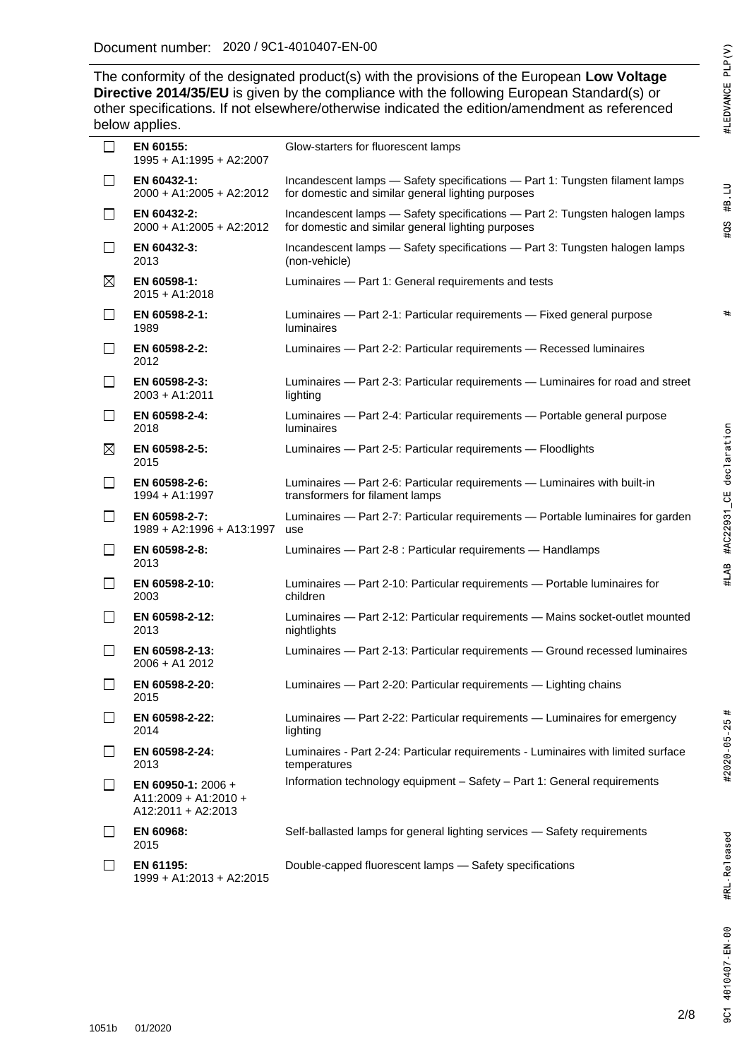Document number: 2020 / 9C1-4010407-EN-00

The conformity of the designated product(s) with the provisions of the European **Low Voltage Directive 2014/35/EU** is given by the compliance with the following European Standard(s) or other specifications. If not elsewhere/otherwise indicated the edition/amendment as referenced below applies.

| | Standard | Title |
|---|---|---|
| ☐ | **EN 60155:** 1995 + A1:1995 + A2:2007 | Glow-starters for fluorescent lamps |
| ☐ | **EN 60432-1:** 2000 + A1:2005 + A2:2012 | Incandescent lamps — Safety specifications — Part 1: Tungsten filament lamps for domestic and similar general lighting purposes |
| ☐ | **EN 60432-2:** 2000 + A1:2005 + A2:2012 | Incandescent lamps — Safety specifications — Part 2: Tungsten halogen lamps for domestic and similar general lighting purposes |
| ☐ | **EN 60432-3:** 2013 | Incandescent lamps — Safety specifications — Part 3: Tungsten halogen lamps (non-vehicle) |
| ☒ | **EN 60598-1:** 2015 + A1:2018 | Luminaires — Part 1: General requirements and tests |
| ☐ | **EN 60598-2-1:** 1989 | Luminaires — Part 2-1: Particular requirements — Fixed general purpose luminaires |
| ☐ | **EN 60598-2-2:** 2012 | Luminaires — Part 2-2: Particular requirements — Recessed luminaires |
| ☐ | **EN 60598-2-3:** 2003 + A1:2011 | Luminaires — Part 2-3: Particular requirements — Luminaires for road and street lighting |
| ☐ | **EN 60598-2-4:** 2018 | Luminaires — Part 2-4: Particular requirements — Portable general purpose luminaires |
| ☒ | **EN 60598-2-5:** 2015 | Luminaires — Part 2-5: Particular requirements — Floodlights |
| ☐ | **EN 60598-2-6:** 1994 + A1:1997 | Luminaires — Part 2-6: Particular requirements — Luminaires with built-in transformers for filament lamps |
| ☐ | **EN 60598-2-7:** 1989 + A2:1996 + A13:1997 | Luminaires — Part 2-7: Particular requirements — Portable luminaires for garden use |
| ☐ | **EN 60598-2-8:** 2013 | Luminaires — Part 2-8 : Particular requirements — Handlamps |
| ☐ | **EN 60598-2-10:** 2003 | Luminaires — Part 2-10: Particular requirements — Portable luminaires for children |
| ☐ | **EN 60598-2-12:** 2013 | Luminaires — Part 2-12: Particular requirements — Mains socket-outlet mounted nightlights |
| ☐ | **EN 60598-2-13:** 2006 + A1 2012 | Luminaires — Part 2-13: Particular requirements — Ground recessed luminaires |
| ☐ | **EN 60598-2-20:** 2015 | Luminaires — Part 2-20: Particular requirements — Lighting chains |
| ☐ | **EN 60598-2-22:** 2014 | Luminaires — Part 2-22: Particular requirements — Luminaires for emergency lighting |
| ☐ | **EN 60598-2-24:** 2013 | Luminaires - Part 2-24: Particular requirements - Luminaires with limited surface temperatures |
| ☐ | **EN 60950-1:** 2006 + A11:2009 + A1:2010 + A12:2011 + A2:2013 | Information technology equipment – Safety – Part 1: General requirements |
| ☐ | **EN 60968:** 2015 | Self-ballasted lamps for general lighting services — Safety requirements |
| ☐ | **EN 61195:** 1999 + A1:2013 + A2:2015 | Double-capped fluorescent lamps — Safety specifications |

1051b 01/2020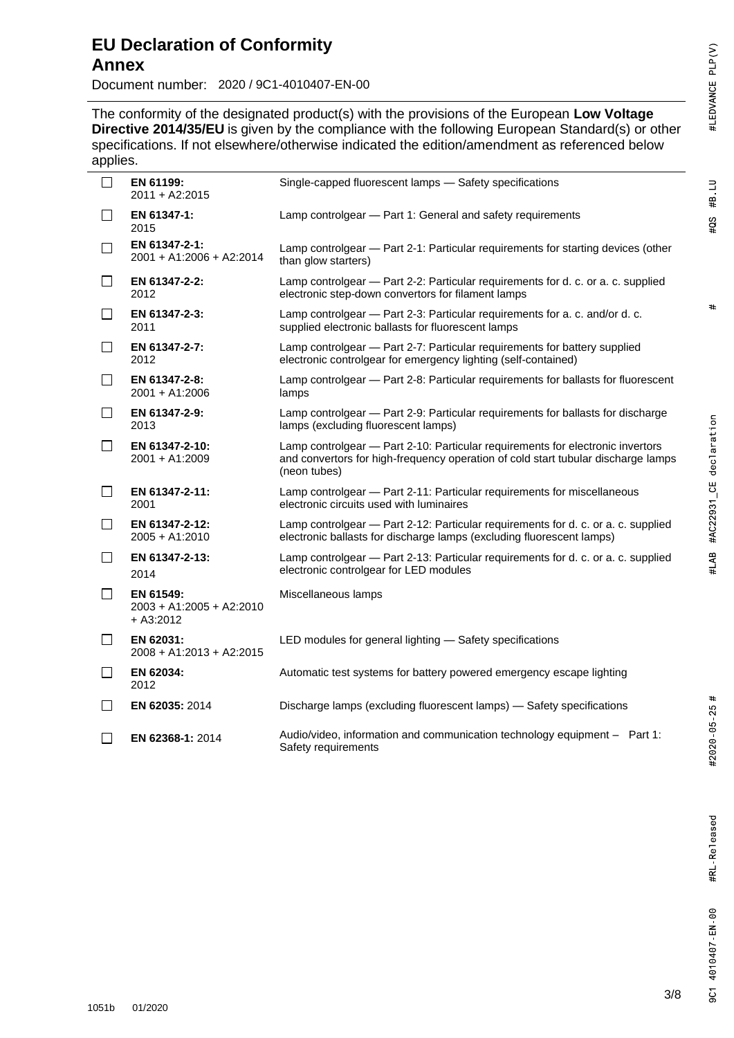# EU Declaration of Conformity

## Annex

Document number: 2020 / 9C1-4010407-EN-00

The conformity of the designated product(s) with the provisions of the European **Low Voltage Directive 2014/35/EU** is given by the compliance with the following European Standard(s) or other specifications. If not elsewhere/otherwise indicated the edition/amendment as referenced below applies.

| | Standard | Title |
|---|---|---|
| ☐ | **EN 61199:** 2011 + A2:2015 | Single-capped fluorescent lamps — Safety specifications |
| ☐ | **EN 61347-1:** 2015 | Lamp controlgear — Part 1: General and safety requirements |
| ☐ | **EN 61347-2-1:** 2001 + A1:2006 + A2:2014 | Lamp controlgear — Part 2-1: Particular requirements for starting devices (other than glow starters) |
| ☐ | **EN 61347-2-2:** 2012 | Lamp controlgear — Part 2-2: Particular requirements for d. c. or a. c. supplied electronic step-down convertors for filament lamps |
| ☐ | **EN 61347-2-3:** 2011 | Lamp controlgear — Part 2-3: Particular requirements for a. c. and/or d. c. supplied electronic ballasts for fluorescent lamps |
| ☐ | **EN 61347-2-7:** 2012 | Lamp controlgear — Part 2-7: Particular requirements for battery supplied electronic controlgear for emergency lighting (self-contained) |
| ☐ | **EN 61347-2-8:** 2001 + A1:2006 | Lamp controlgear — Part 2-8: Particular requirements for ballasts for fluorescent lamps |
| ☐ | **EN 61347-2-9:** 2013 | Lamp controlgear — Part 2-9: Particular requirements for ballasts for discharge lamps (excluding fluorescent lamps) |
| ☐ | **EN 61347-2-10:** 2001 + A1:2009 | Lamp controlgear — Part 2-10: Particular requirements for electronic invertors and convertors for high-frequency operation of cold start tubular discharge lamps (neon tubes) |
| ☐ | **EN 61347-2-11:** 2001 | Lamp controlgear — Part 2-11: Particular requirements for miscellaneous electronic circuits used with luminaires |
| ☐ | **EN 61347-2-12:** 2005 + A1:2010 | Lamp controlgear — Part 2-12: Particular requirements for d. c. or a. c. supplied electronic ballasts for discharge lamps (excluding fluorescent lamps) |
| ☐ | **EN 61347-2-13:** 2014 | Lamp controlgear — Part 2-13: Particular requirements for d. c. or a. c. supplied electronic controlgear for LED modules |
| ☐ | **EN 61549:** 2003 + A1:2005 + A2:2010 + A3:2012 | Miscellaneous lamps |
| ☐ | **EN 62031:** 2008 + A1:2013 + A2:2015 | LED modules for general lighting — Safety specifications |
| ☐ | **EN 62034:** 2012 | Automatic test systems for battery powered emergency escape lighting |
| ☐ | **EN 62035:** 2014 | Discharge lamps (excluding fluorescent lamps) — Safety specifications |
| ☐ | **EN 62368-1:** 2014 | Audio/video, information and communication technology equipment – Part 1: Safety requirements |

1051b 01/2020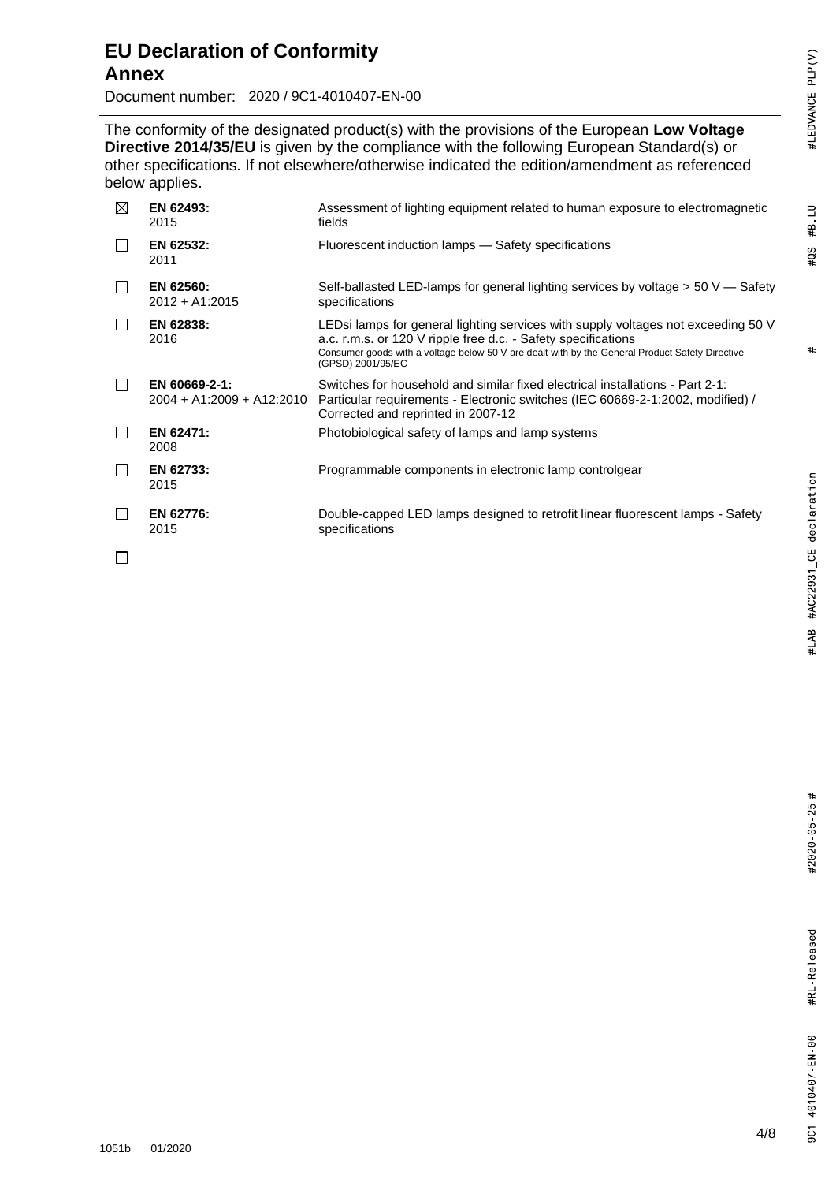# EU Declaration of Conformity
## Annex

Document number: 2020 / 9C1-4010407-EN-00

The conformity of the designated product(s) with the provisions of the European **Low Voltage Directive 2014/35/EU** is given by the compliance with the following European Standard(s) or other specifications. If not elsewhere/otherwise indicated the edition/amendment as referenced below applies.

| | Standard | Title |
|---|---|---|
| ☒ | **EN 62493:** 2015 | Assessment of lighting equipment related to human exposure to electromagnetic fields |
| ☐ | **EN 62532:** 2011 | Fluorescent induction lamps — Safety specifications |
| ☐ | **EN 62560:** 2012 + A1:2015 | Self-ballasted LED-lamps for general lighting services by voltage > 50 V — Safety specifications |
| ☐ | **EN 62838:** 2016 | LEDsi lamps for general lighting services with supply voltages not exceeding 50 V a.c. r.m.s. or 120 V ripple free d.c. - Safety specifications<br>Consumer goods with a voltage below 50 V are dealt with by the General Product Safety Directive (GPSD) 2001/95/EC |
| ☐ | **EN 60669-2-1:** 2004 + A1:2009 + A12:2010 | Switches for household and similar fixed electrical installations - Part 2-1: Particular requirements - Electronic switches (IEC 60669-2-1:2002, modified) / Corrected and reprinted in 2007-12 |
| ☐ | **EN 62471:** 2008 | Photobiological safety of lamps and lamp systems |
| ☐ | **EN 62733:** 2015 | Programmable components in electronic lamp controlgear |
| ☐ | **EN 62776:** 2015 | Double-capped LED lamps designed to retrofit linear fluorescent lamps - Safety specifications |
| ☐ | | |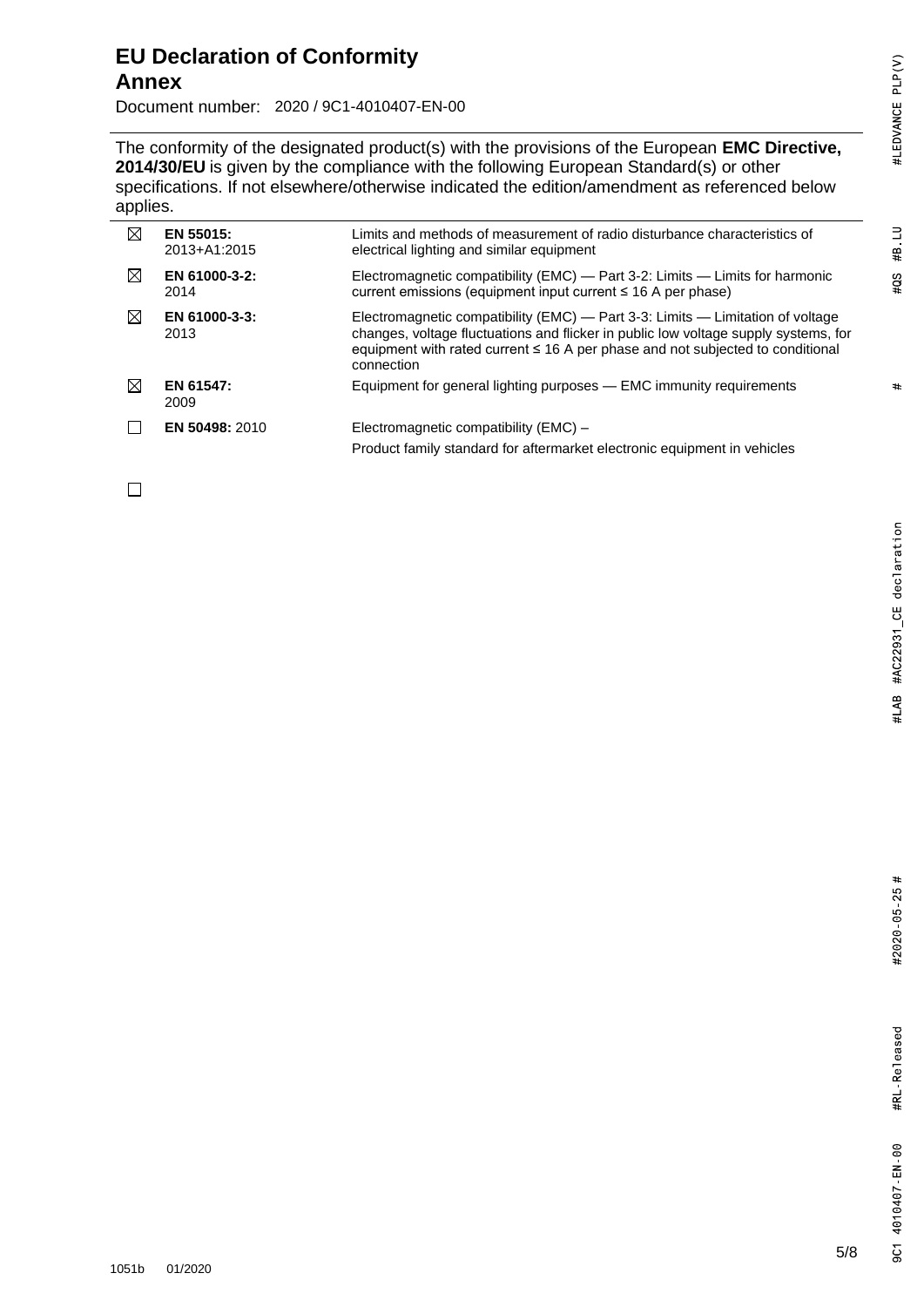# EU Declaration of Conformity

## Annex

Document number: 2020 / 9C1-4010407-EN-00

The conformity of the designated product(s) with the provisions of the European **EMC Directive, 2014/30/EU** is given by the compliance with the following European Standard(s) or other specifications. If not elsewhere/otherwise indicated the edition/amendment as referenced below applies.

| | | |
|---|---|---|
| ☒ | **EN 55015:** 2013+A1:2015 | Limits and methods of measurement of radio disturbance characteristics of electrical lighting and similar equipment |
| ☒ | **EN 61000-3-2:** 2014 | Electromagnetic compatibility (EMC) — Part 3-2: Limits — Limits for harmonic current emissions (equipment input current ≤ 16 A per phase) |
| ☒ | **EN 61000-3-3:** 2013 | Electromagnetic compatibility (EMC) — Part 3-3: Limits — Limitation of voltage changes, voltage fluctuations and flicker in public low voltage supply systems, for equipment with rated current ≤ 16 A per phase and not subjected to conditional connection |
| ☒ | **EN 61547:** 2009 | Equipment for general lighting purposes — EMC immunity requirements |
| ☐ | **EN 50498:** 2010 | Electromagnetic compatibility (EMC) – Product family standard for aftermarket electronic equipment in vehicles |
| ☐ | | |

1051b 01/2020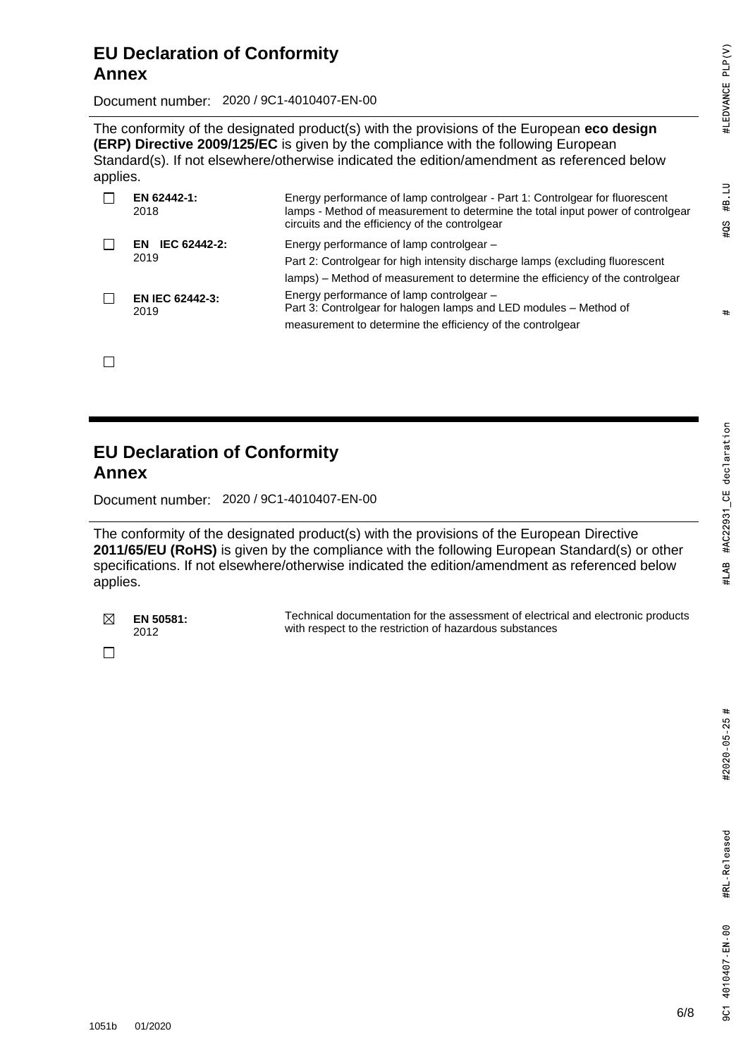# EU Declaration of Conformity
## Annex

Document number: 2020 / 9C1-4010407-EN-00

The conformity of the designated product(s) with the provisions of the European **eco design (ERP) Directive 2009/125/EC** is given by the compliance with the following European Standard(s). If not elsewhere/otherwise indicated the edition/amendment as referenced below applies.

| | Standard | Title |
|---|---|---|
| ☐ | **EN 62442-1:** 2018 | Energy performance of lamp controlgear - Part 1: Controlgear for fluorescent lamps - Method of measurement to determine the total input power of controlgear circuits and the efficiency of the controlgear |
| ☐ | **EN IEC 62442-2:** 2019 | Energy performance of lamp controlgear – Part 2: Controlgear for high intensity discharge lamps (excluding fluorescent lamps) – Method of measurement to determine the efficiency of the controlgear |
| ☐ | **EN IEC 62442-3:** 2019 | Energy performance of lamp controlgear – Part 3: Controlgear for halogen lamps and LED modules – Method of measurement to determine the efficiency of the controlgear |
| ☐ | | |

# EU Declaration of Conformity
## Annex

Document number: 2020 / 9C1-4010407-EN-00

The conformity of the designated product(s) with the provisions of the European Directive **2011/65/EU (RoHS)** is given by the compliance with the following European Standard(s) or other specifications. If not elsewhere/otherwise indicated the edition/amendment as referenced below applies.

| | Standard | Title |
|---|---|---|
| ☒ | **EN 50581:** 2012 | Technical documentation for the assessment of electrical and electronic products with respect to the restriction of hazardous substances |
| ☐ | | |

1051b 01/2020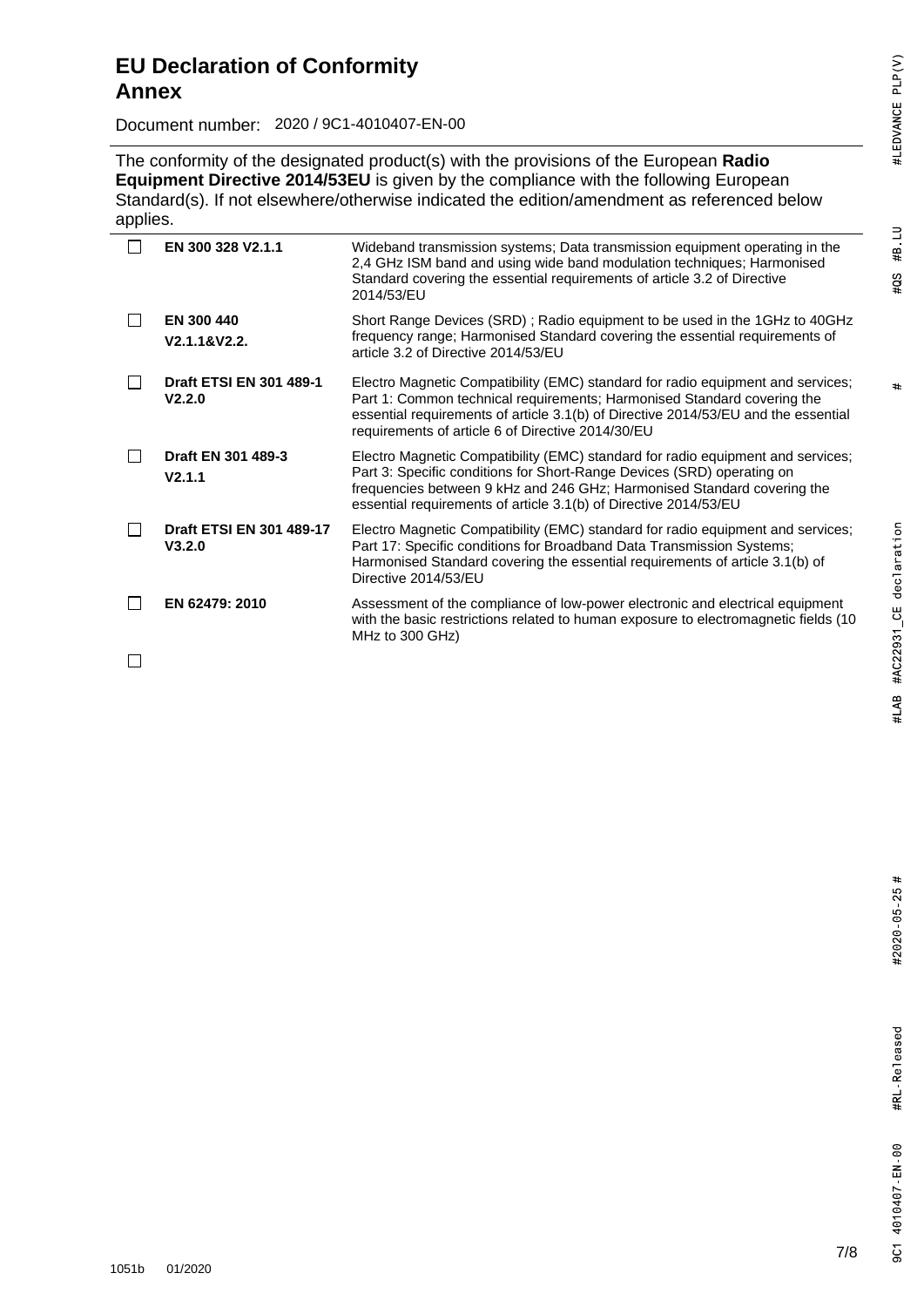# EU Declaration of Conformity
# Annex

Document number: 2020 / 9C1-4010407-EN-00

The conformity of the designated product(s) with the provisions of the European **Radio Equipment Directive 2014/53EU** is given by the compliance with the following European Standard(s). If not elsewhere/otherwise indicated the edition/amendment as referenced below applies.

| | Standard | Description |
|---|---|---|
| ☐ | **EN 300 328 V2.1.1** | Wideband transmission systems; Data transmission equipment operating in the 2,4 GHz ISM band and using wide band modulation techniques; Harmonised Standard covering the essential requirements of article 3.2 of Directive 2014/53/EU |
| ☐ | **EN 300 440 V2.1.1&V2.2.** | Short Range Devices (SRD) ; Radio equipment to be used in the 1GHz to 40GHz frequency range; Harmonised Standard covering the essential requirements of article 3.2 of Directive 2014/53/EU |
| ☐ | **Draft ETSI EN 301 489-1 V2.2.0** | Electro Magnetic Compatibility (EMC) standard for radio equipment and services; Part 1: Common technical requirements; Harmonised Standard covering the essential requirements of article 3.1(b) of Directive 2014/53/EU and the essential requirements of article 6 of Directive 2014/30/EU |
| ☐ | **Draft EN 301 489-3 V2.1.1** | Electro Magnetic Compatibility (EMC) standard for radio equipment and services; Part 3: Specific conditions for Short-Range Devices (SRD) operating on frequencies between 9 kHz and 246 GHz; Harmonised Standard covering the essential requirements of article 3.1(b) of Directive 2014/53/EU |
| ☐ | **Draft ETSI EN 301 489-17 V3.2.0** | Electro Magnetic Compatibility (EMC) standard for radio equipment and services; Part 17: Specific conditions for Broadband Data Transmission Systems; Harmonised Standard covering the essential requirements of article 3.1(b) of Directive 2014/53/EU |
| ☐ | **EN 62479: 2010** | Assessment of the compliance of low-power electronic and electrical equipment with the basic restrictions related to human exposure to electromagnetic fields (10 MHz to 300 GHz) |
| ☐ | | |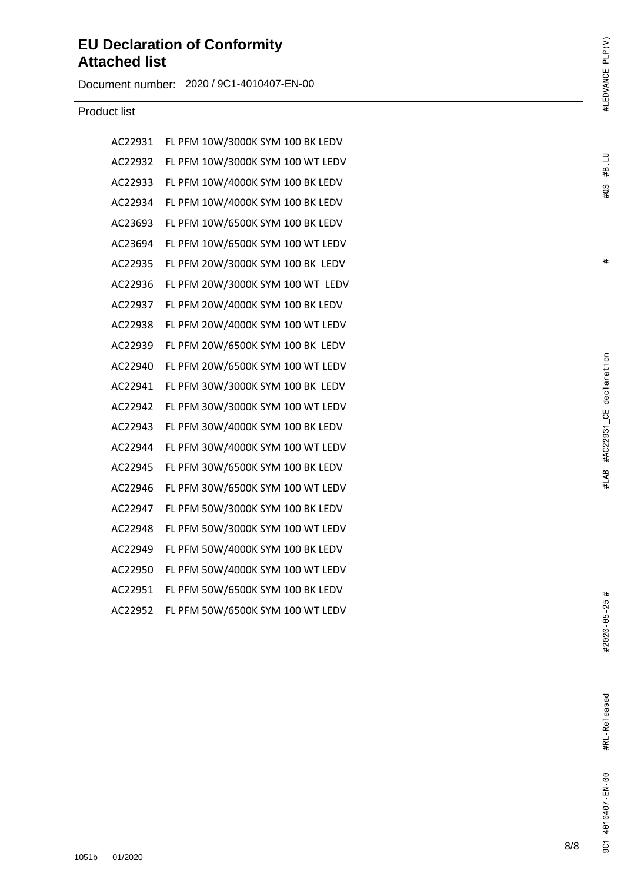# EU Declaration of Conformity
## Attached list

Document number: 2020 / 9C1-4010407-EN-00

Product list

| | |
|---|---|
| AC22931 | FL PFM 10W/3000K SYM 100 BK LEDV |
| AC22932 | FL PFM 10W/3000K SYM 100 WT LEDV |
| AC22933 | FL PFM 10W/4000K SYM 100 BK LEDV |
| AC22934 | FL PFM 10W/4000K SYM 100 BK LEDV |
| AC23693 | FL PFM 10W/6500K SYM 100 BK LEDV |
| AC23694 | FL PFM 10W/6500K SYM 100 WT LEDV |
| AC22935 | FL PFM 20W/3000K SYM 100 BK LEDV |
| AC22936 | FL PFM 20W/3000K SYM 100 WT LEDV |
| AC22937 | FL PFM 20W/4000K SYM 100 BK LEDV |
| AC22938 | FL PFM 20W/4000K SYM 100 WT LEDV |
| AC22939 | FL PFM 20W/6500K SYM 100 BK LEDV |
| AC22940 | FL PFM 20W/6500K SYM 100 WT LEDV |
| AC22941 | FL PFM 30W/3000K SYM 100 BK LEDV |
| AC22942 | FL PFM 30W/3000K SYM 100 WT LEDV |
| AC22943 | FL PFM 30W/4000K SYM 100 BK LEDV |
| AC22944 | FL PFM 30W/4000K SYM 100 WT LEDV |
| AC22945 | FL PFM 30W/6500K SYM 100 BK LEDV |
| AC22946 | FL PFM 30W/6500K SYM 100 WT LEDV |
| AC22947 | FL PFM 50W/3000K SYM 100 BK LEDV |
| AC22948 | FL PFM 50W/3000K SYM 100 WT LEDV |
| AC22949 | FL PFM 50W/4000K SYM 100 BK LEDV |
| AC22950 | FL PFM 50W/4000K SYM 100 WT LEDV |
| AC22951 | FL PFM 50W/6500K SYM 100 BK LEDV |
| AC22952 | FL PFM 50W/6500K SYM 100 WT LEDV |